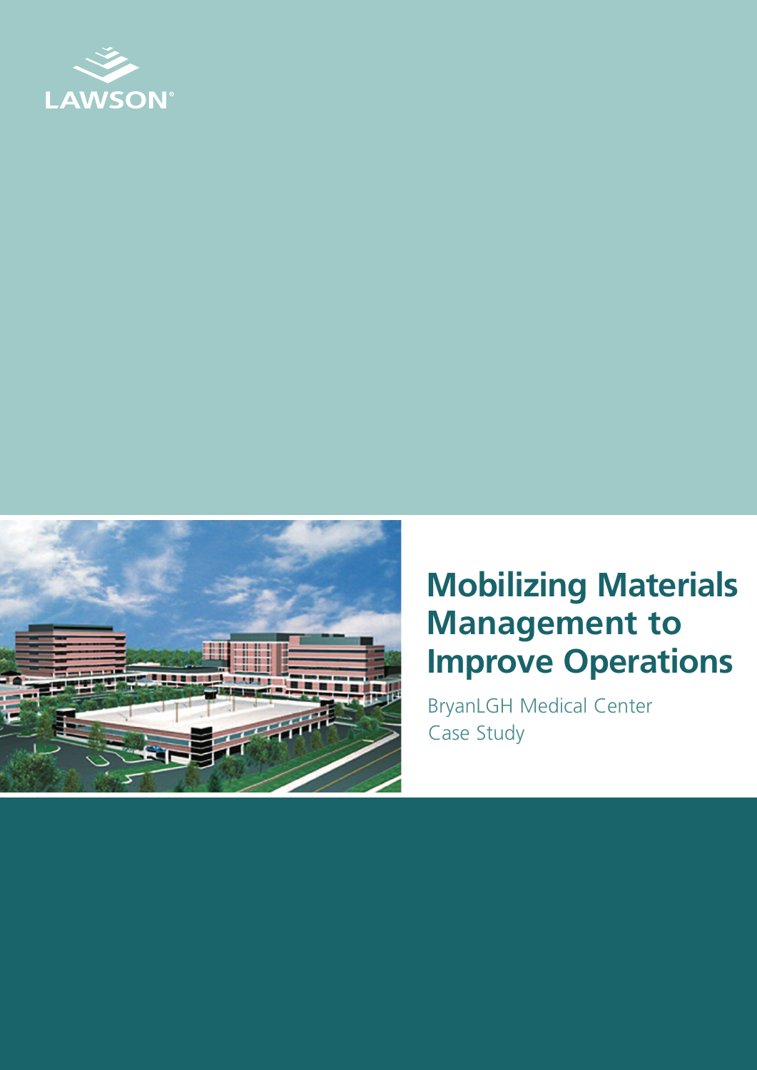LAWSON®

# Mobilizing Materials Management to Improve Operations

BryanLGH Medical Center
Case Study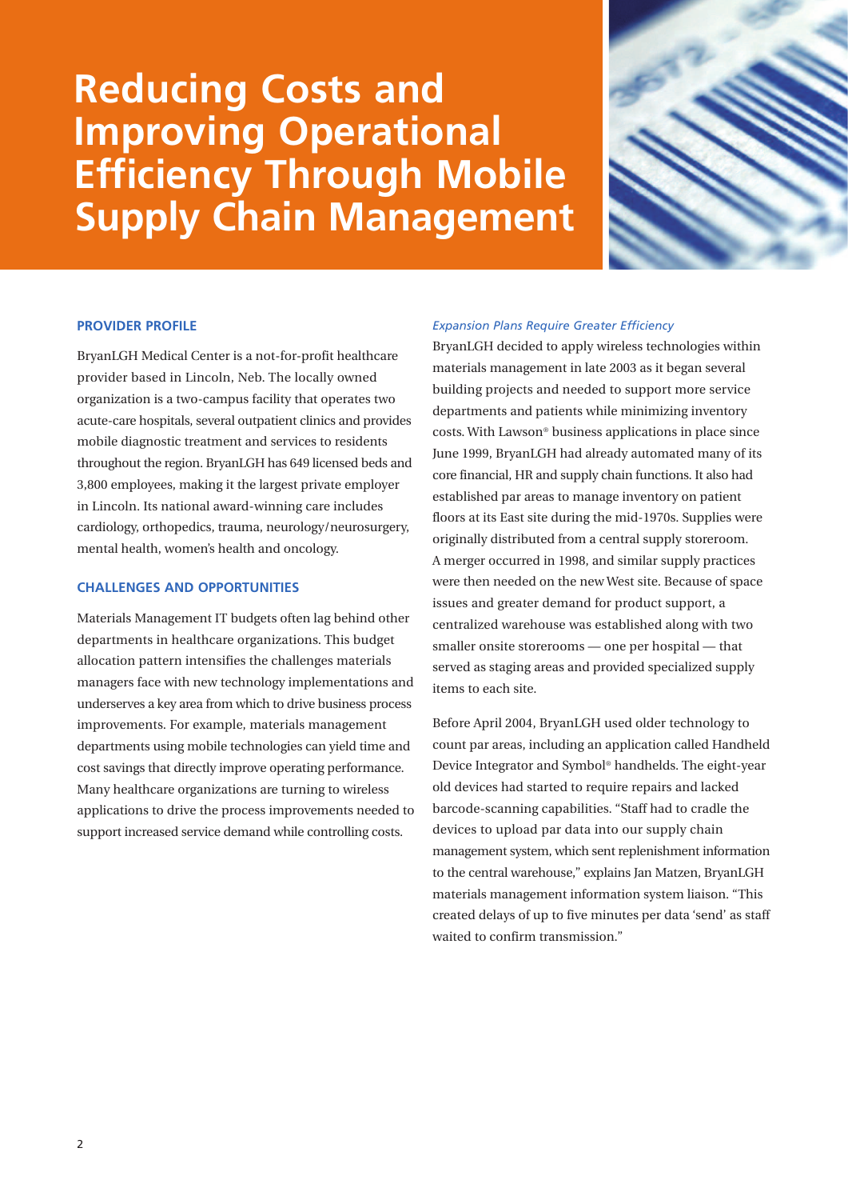# Reducing Costs and Improving Operational Efficiency Through Mobile Supply Chain Management

## PROVIDER PROFILE

BryanLGH Medical Center is a not-for-profit healthcare provider based in Lincoln, Neb. The locally owned organization is a two-campus facility that operates two acute-care hospitals, several outpatient clinics and provides mobile diagnostic treatment and services to residents throughout the region. BryanLGH has 649 licensed beds and 3,800 employees, making it the largest private employer in Lincoln. Its national award-winning care includes cardiology, orthopedics, trauma, neurology/neurosurgery, mental health, women's health and oncology.

## CHALLENGES AND OPPORTUNITIES

Materials Management IT budgets often lag behind other departments in healthcare organizations. This budget allocation pattern intensifies the challenges materials managers face with new technology implementations and underserves a key area from which to drive business process improvements. For example, materials management departments using mobile technologies can yield time and cost savings that directly improve operating performance. Many healthcare organizations are turning to wireless applications to drive the process improvements needed to support increased service demand while controlling costs.

### *Expansion Plans Require Greater Efficiency*

BryanLGH decided to apply wireless technologies within materials management in late 2003 as it began several building projects and needed to support more service departments and patients while minimizing inventory costs. With Lawson® business applications in place since June 1999, BryanLGH had already automated many of its core financial, HR and supply chain functions. It also had established par areas to manage inventory on patient floors at its East site during the mid-1970s. Supplies were originally distributed from a central supply storeroom. A merger occurred in 1998, and similar supply practices were then needed on the new West site. Because of space issues and greater demand for product support, a centralized warehouse was established along with two smaller onsite storerooms — one per hospital — that served as staging areas and provided specialized supply items to each site.

Before April 2004, BryanLGH used older technology to count par areas, including an application called Handheld Device Integrator and Symbol® handhelds. The eight-year old devices had started to require repairs and lacked barcode-scanning capabilities. "Staff had to cradle the devices to upload par data into our supply chain management system, which sent replenishment information to the central warehouse," explains Jan Matzen, BryanLGH materials management information system liaison. "This created delays of up to five minutes per data 'send' as staff waited to confirm transmission."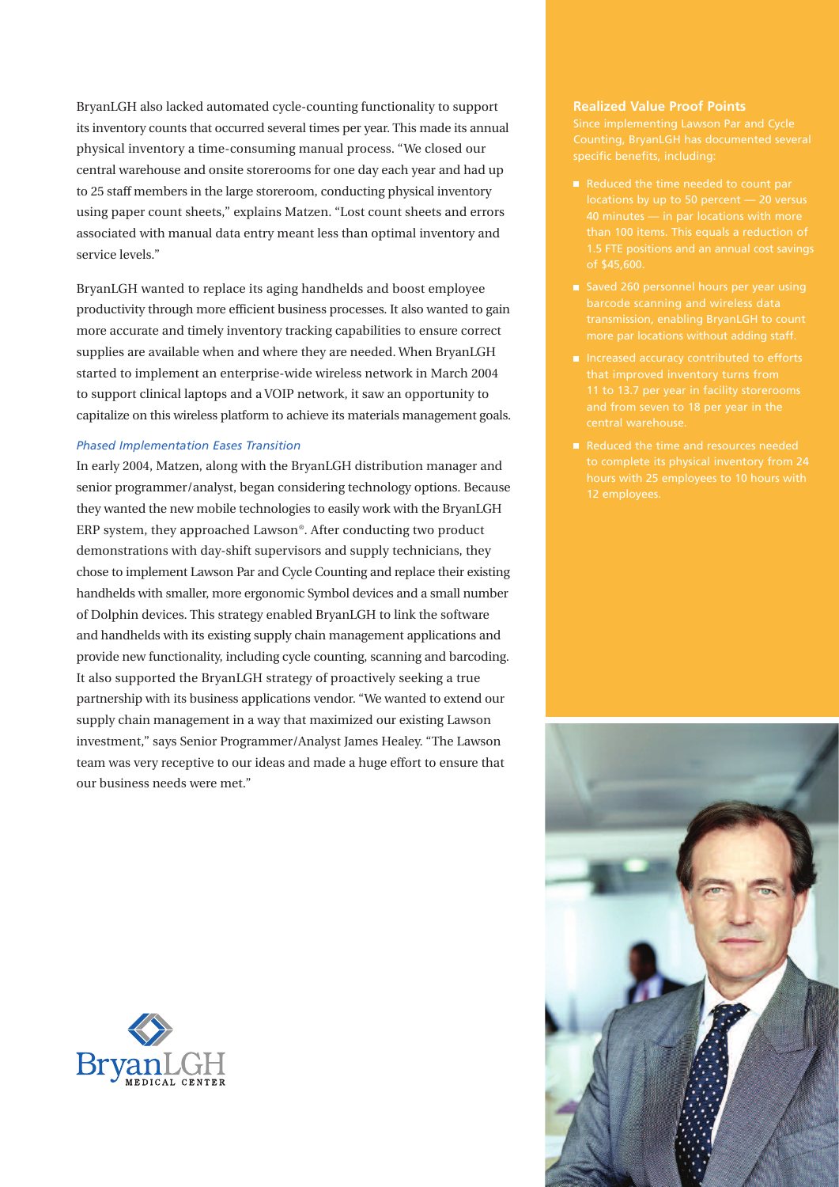BryanLGH also lacked automated cycle-counting functionality to support its inventory counts that occurred several times per year. This made its annual physical inventory a time-consuming manual process. "We closed our central warehouse and onsite storerooms for one day each year and had up to 25 staff members in the large storeroom, conducting physical inventory using paper count sheets," explains Matzen. "Lost count sheets and errors associated with manual data entry meant less than optimal inventory and service levels."

BryanLGH wanted to replace its aging handhelds and boost employee productivity through more efficient business processes. It also wanted to gain more accurate and timely inventory tracking capabilities to ensure correct supplies are available when and where they are needed. When BryanLGH started to implement an enterprise-wide wireless network in March 2004 to support clinical laptops and a VOIP network, it saw an opportunity to capitalize on this wireless platform to achieve its materials management goals.

### *Phased Implementation Eases Transition*

In early 2004, Matzen, along with the BryanLGH distribution manager and senior programmer/analyst, began considering technology options. Because they wanted the new mobile technologies to easily work with the BryanLGH ERP system, they approached Lawson®. After conducting two product demonstrations with day-shift supervisors and supply technicians, they chose to implement Lawson Par and Cycle Counting and replace their existing handhelds with smaller, more ergonomic Symbol devices and a small number of Dolphin devices. This strategy enabled BryanLGH to link the software and handhelds with its existing supply chain management applications and provide new functionality, including cycle counting, scanning and barcoding. It also supported the BryanLGH strategy of proactively seeking a true partnership with its business applications vendor. "We wanted to extend our supply chain management in a way that maximized our existing Lawson investment," says Senior Programmer/Analyst James Healey. "The Lawson team was very receptive to our ideas and made a huge effort to ensure that our business needs were met."

### Realized Value Proof Points

Since implementing Lawson Par and Cycle Counting, BryanLGH has documented several specific benefits, including:

- Reduced the time needed to count par locations by up to 50 percent — 20 versus 40 minutes — in par locations with more than 100 items. This equals a reduction of 1.5 FTE positions and an annual cost savings of $45,600.
- Saved 260 personnel hours per year using barcode scanning and wireless data transmission, enabling BryanLGH to count more par locations without adding staff.
- Increased accuracy contributed to efforts that improved inventory turns from 11 to 13.7 per year in facility storerooms and from seven to 18 per year in the central warehouse.
- Reduced the time and resources needed to complete its physical inventory from 24 hours with 25 employees to 10 hours with 12 employees.

BryanLGH MEDICAL CENTER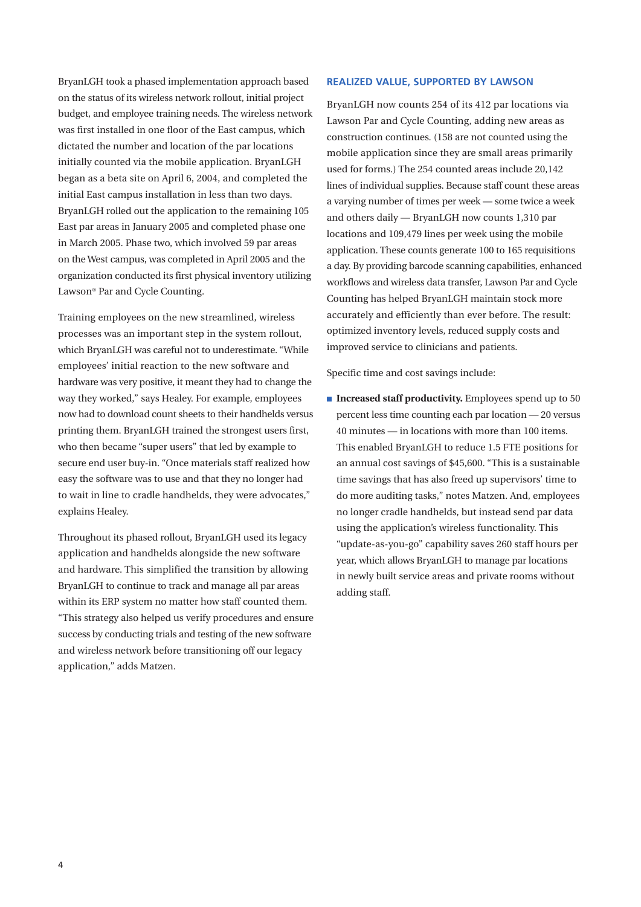BryanLGH took a phased implementation approach based on the status of its wireless network rollout, initial project budget, and employee training needs. The wireless network was first installed in one floor of the East campus, which dictated the number and location of the par locations initially counted via the mobile application. BryanLGH began as a beta site on April 6, 2004, and completed the initial East campus installation in less than two days. BryanLGH rolled out the application to the remaining 105 East par areas in January 2005 and completed phase one in March 2005. Phase two, which involved 59 par areas on the West campus, was completed in April 2005 and the organization conducted its first physical inventory utilizing Lawson® Par and Cycle Counting.

Training employees on the new streamlined, wireless processes was an important step in the system rollout, which BryanLGH was careful not to underestimate. "While employees' initial reaction to the new software and hardware was very positive, it meant they had to change the way they worked," says Healey. For example, employees now had to download count sheets to their handhelds versus printing them. BryanLGH trained the strongest users first, who then became "super users" that led by example to secure end user buy-in. "Once materials staff realized how easy the software was to use and that they no longer had to wait in line to cradle handhelds, they were advocates," explains Healey.

Throughout its phased rollout, BryanLGH used its legacy application and handhelds alongside the new software and hardware. This simplified the transition by allowing BryanLGH to continue to track and manage all par areas within its ERP system no matter how staff counted them. "This strategy also helped us verify procedures and ensure success by conducting trials and testing of the new software and wireless network before transitioning off our legacy application," adds Matzen.

## REALIZED VALUE, SUPPORTED BY LAWSON

BryanLGH now counts 254 of its 412 par locations via Lawson Par and Cycle Counting, adding new areas as construction continues. (158 are not counted using the mobile application since they are small areas primarily used for forms.) The 254 counted areas include 20,142 lines of individual supplies. Because staff count these areas a varying number of times per week — some twice a week and others daily — BryanLGH now counts 1,310 par locations and 109,479 lines per week using the mobile application. These counts generate 100 to 165 requisitions a day. By providing barcode scanning capabilities, enhanced workflows and wireless data transfer, Lawson Par and Cycle Counting has helped BryanLGH maintain stock more accurately and efficiently than ever before. The result: optimized inventory levels, reduced supply costs and improved service to clinicians and patients.

Specific time and cost savings include:

- **Increased staff productivity.** Employees spend up to 50 percent less time counting each par location — 20 versus 40 minutes — in locations with more than 100 items. This enabled BryanLGH to reduce 1.5 FTE positions for an annual cost savings of $45,600. "This is a sustainable time savings that has also freed up supervisors' time to do more auditing tasks," notes Matzen. And, employees no longer cradle handhelds, but instead send par data using the application's wireless functionality. This "update-as-you-go" capability saves 260 staff hours per year, which allows BryanLGH to manage par locations in newly built service areas and private rooms without adding staff.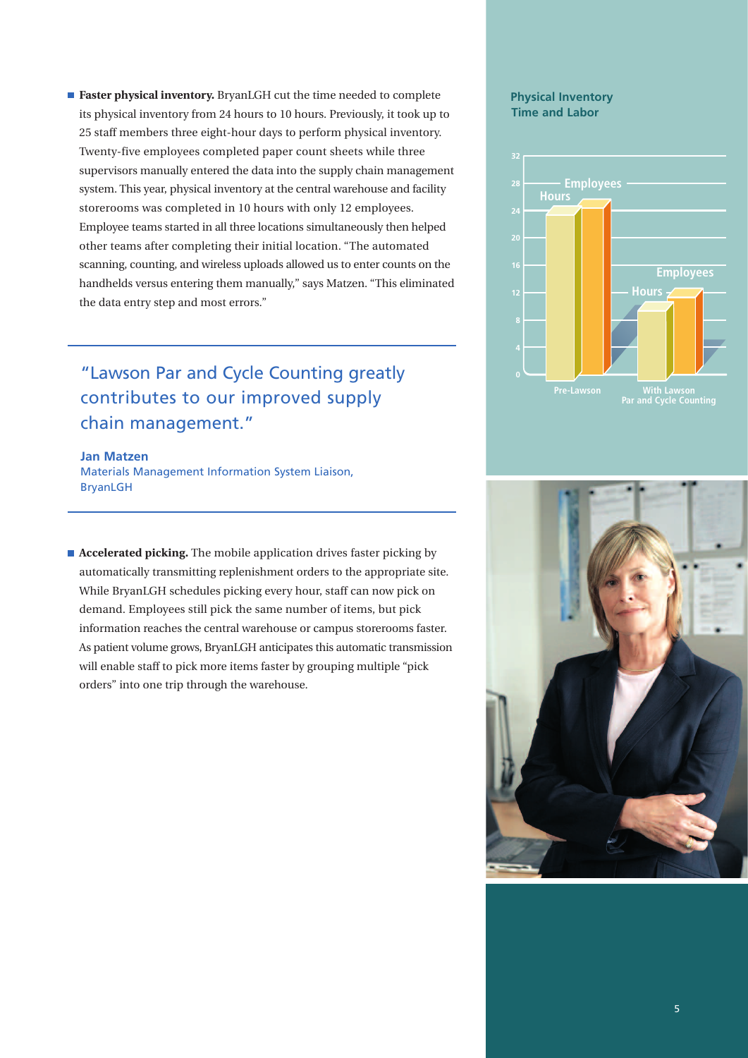- **Faster physical inventory.** BryanLGH cut the time needed to complete its physical inventory from 24 hours to 10 hours. Previously, it took up to 25 staff members three eight-hour days to perform physical inventory. Twenty-five employees completed paper count sheets while three supervisors manually entered the data into the supply chain management system. This year, physical inventory at the central warehouse and facility storerooms was completed in 10 hours with only 12 employees. Employee teams started in all three locations simultaneously then helped other teams after completing their initial location. "The automated scanning, counting, and wireless uploads allowed us to enter counts on the handhelds versus entering them manually," says Matzen. "This eliminated the data entry step and most errors."

> "Lawson Par and Cycle Counting greatly contributes to our improved supply chain management."
>
> **Jan Matzen**
> Materials Management Information System Liaison, BryanLGH

- **Accelerated picking.** The mobile application drives faster picking by automatically transmitting replenishment orders to the appropriate site. While BryanLGH schedules picking every hour, staff can now pick on demand. Employees still pick the same number of items, but pick information reaches the central warehouse or campus storerooms faster. As patient volume grows, BryanLGH anticipates this automatic transmission will enable staff to pick more items faster by grouping multiple "pick orders" into one trip through the warehouse.

**Physical Inventory Time and Labor**

| | Hours | Employees |
|---|---|---|
| Pre-Lawson | 24 | 25 |
| With Lawson Par and Cycle Counting | 10 | 12 |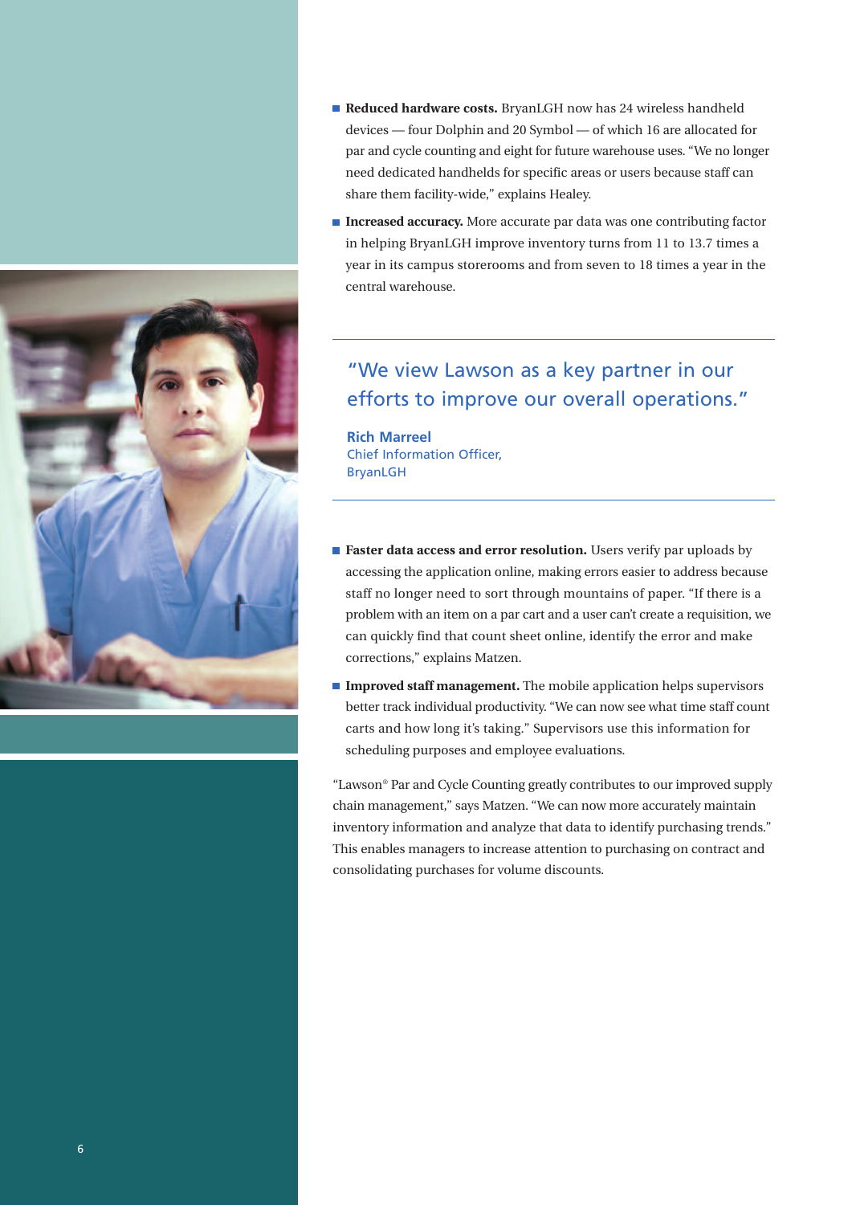- **Reduced hardware costs.** BryanLGH now has 24 wireless handheld devices — four Dolphin and 20 Symbol — of which 16 are allocated for par and cycle counting and eight for future warehouse uses. "We no longer need dedicated handhelds for specific areas or users because staff can share them facility-wide," explains Healey.
- **Increased accuracy.** More accurate par data was one contributing factor in helping BryanLGH improve inventory turns from 11 to 13.7 times a year in its campus storerooms and from seven to 18 times a year in the central warehouse.

> "We view Lawson as a key partner in our efforts to improve our overall operations."
>
> **Rich Marreel**
> Chief Information Officer,
> BryanLGH

- **Faster data access and error resolution.** Users verify par uploads by accessing the application online, making errors easier to address because staff no longer need to sort through mountains of paper. "If there is a problem with an item on a par cart and a user can't create a requisition, we can quickly find that count sheet online, identify the error and make corrections," explains Matzen.
- **Improved staff management.** The mobile application helps supervisors better track individual productivity. "We can now see what time staff count carts and how long it's taking." Supervisors use this information for scheduling purposes and employee evaluations.

"Lawson® Par and Cycle Counting greatly contributes to our improved supply chain management," says Matzen. "We can now more accurately maintain inventory information and analyze that data to identify purchasing trends." This enables managers to increase attention to purchasing on contract and consolidating purchases for volume discounts.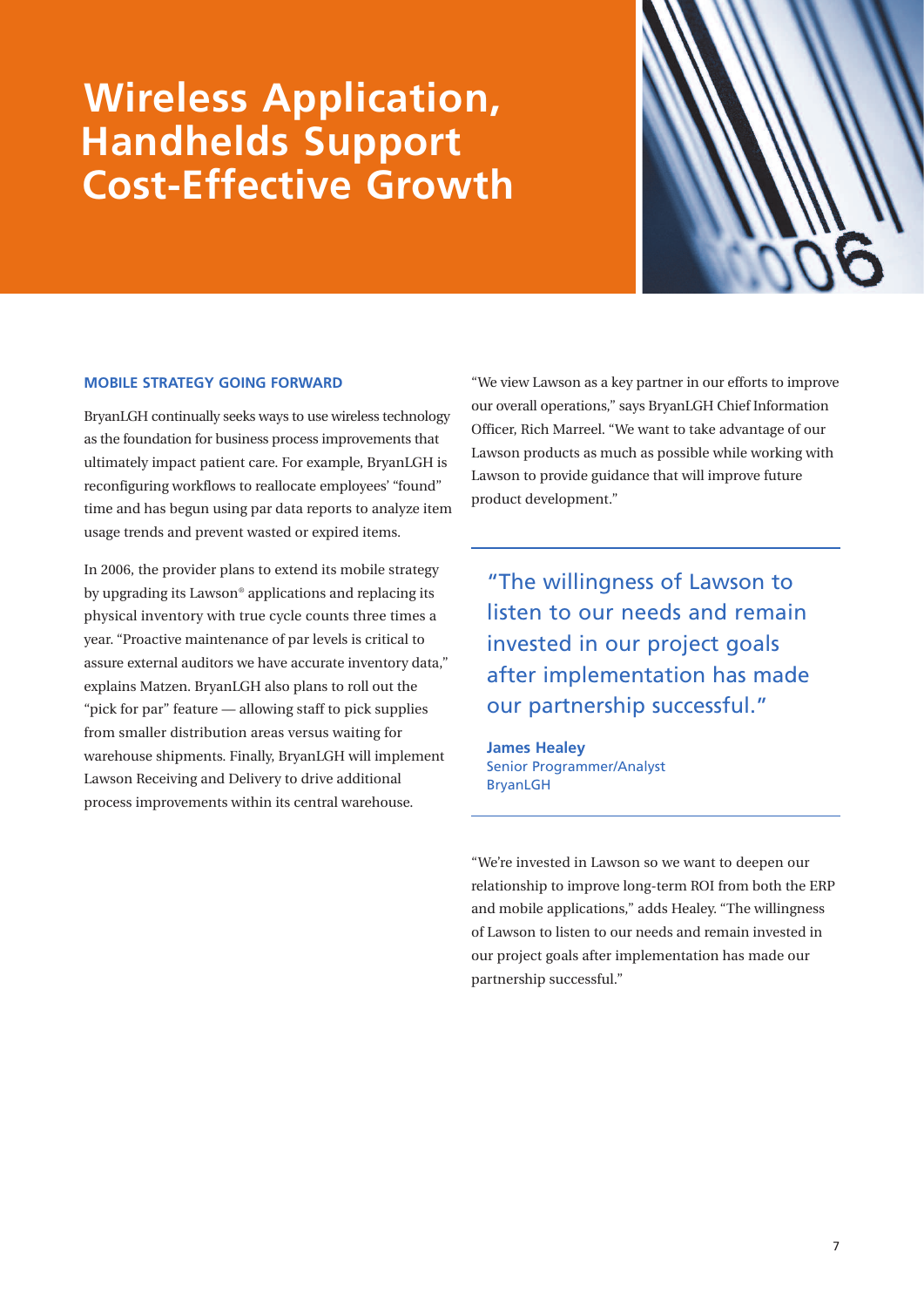# Wireless Application, Handhelds Support Cost-Effective Growth

## MOBILE STRATEGY GOING FORWARD

BryanLGH continually seeks ways to use wireless technology as the foundation for business process improvements that ultimately impact patient care. For example, BryanLGH is reconfiguring workflows to reallocate employees' "found" time and has begun using par data reports to analyze item usage trends and prevent wasted or expired items.

In 2006, the provider plans to extend its mobile strategy by upgrading its Lawson® applications and replacing its physical inventory with true cycle counts three times a year. "Proactive maintenance of par levels is critical to assure external auditors we have accurate inventory data," explains Matzen. BryanLGH also plans to roll out the "pick for par" feature — allowing staff to pick supplies from smaller distribution areas versus waiting for warehouse shipments. Finally, BryanLGH will implement Lawson Receiving and Delivery to drive additional process improvements within its central warehouse.

"We view Lawson as a key partner in our efforts to improve our overall operations," says BryanLGH Chief Information Officer, Rich Marreel. "We want to take advantage of our Lawson products as much as possible while working with Lawson to provide guidance that will improve future product development."

> "The willingness of Lawson to listen to our needs and remain invested in our project goals after implementation has made our partnership successful."
>
> **James Healey**
> Senior Programmer/Analyst
> BryanLGH

"We're invested in Lawson so we want to deepen our relationship to improve long-term ROI from both the ERP and mobile applications," adds Healey. "The willingness of Lawson to listen to our needs and remain invested in our project goals after implementation has made our partnership successful."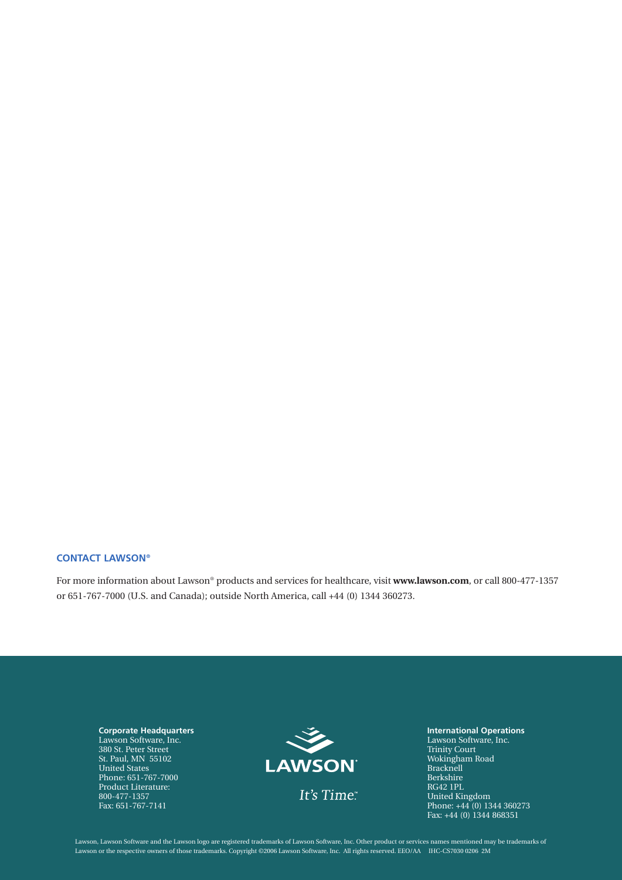## CONTACT LAWSON®

For more information about Lawson® products and services for healthcare, visit **www.lawson.com**, or call 800-477-1357 or 651-767-7000 (U.S. and Canada); outside North America, call +44 (0) 1344 360273.

**Corporate Headquarters**
Lawson Software, Inc.
380 St. Peter Street
St. Paul, MN 55102
United States
Phone: 651-767-7000
Product Literature:
800-477-1357
Fax: 651-767-7141

LAWSON®

*It's Time.*™

**International Operations**
Lawson Software, Inc.
Trinity Court
Wokingham Road
Bracknell
Berkshire
RG42 1PL
United Kingdom
Phone: +44 (0) 1344 360273
Fax: +44 (0) 1344 868351

Lawson, Lawson Software and the Lawson logo are registered trademarks of Lawson Software, Inc. Other product or services names mentioned may be trademarks of Lawson or the respective owners of those trademarks. Copyright ©2006 Lawson Software, Inc. All rights reserved. EEO/AA IHC-CS7030 0206 2M